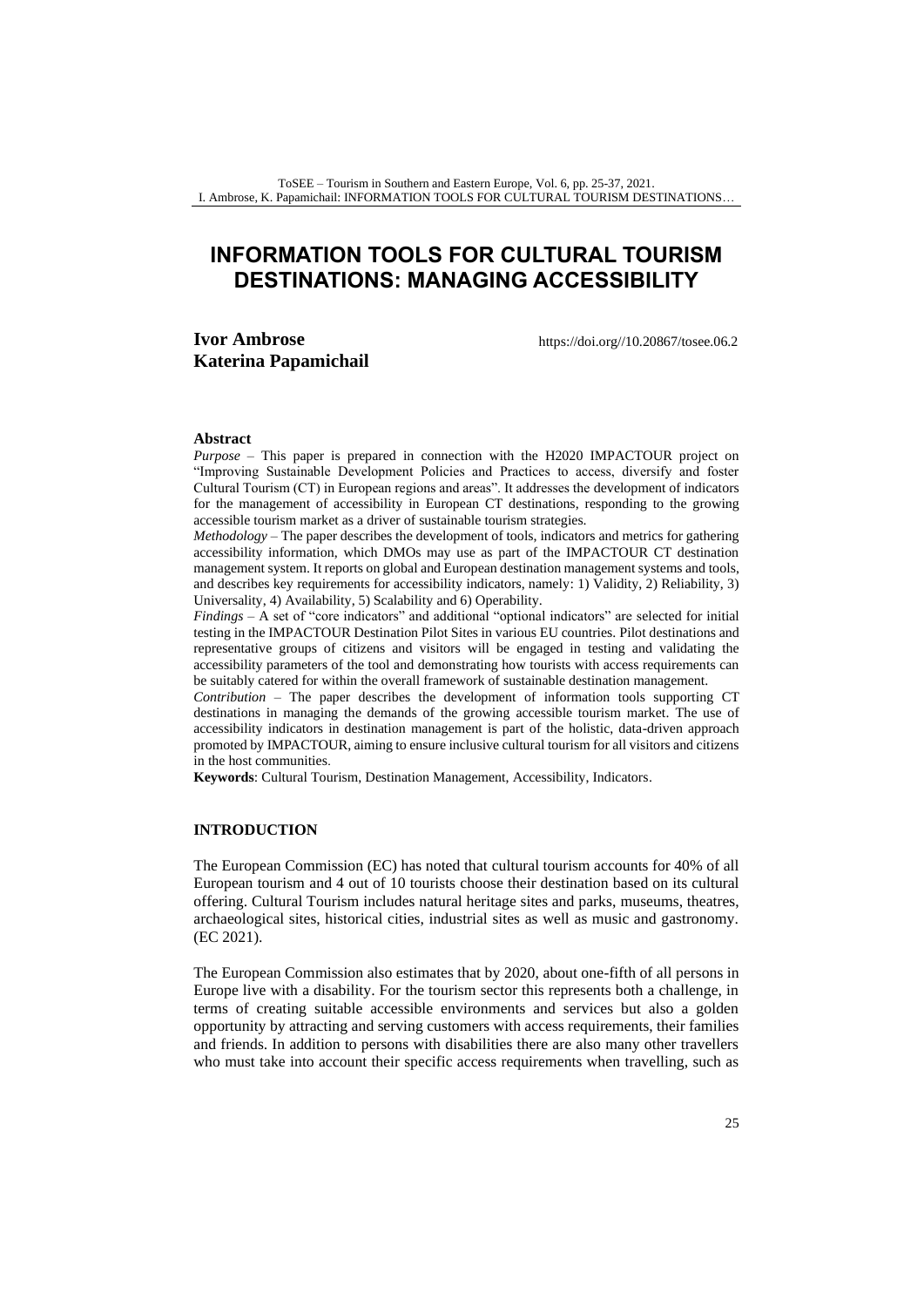# INFORMATION TOOLS FOR CULTURAL TOURISM DESTINATIONS: MANAGING ACCESSIBILITY

**Ivor Ambrose**
**Katerina Papamichail**

https://doi.org//10.20867/tosee.06.2

## Abstract

*Purpose* – This paper is prepared in connection with the H2020 IMPACTOUR project on "Improving Sustainable Development Policies and Practices to access, diversify and foster Cultural Tourism (CT) in European regions and areas". It addresses the development of indicators for the management of accessibility in European CT destinations, responding to the growing accessible tourism market as a driver of sustainable tourism strategies.

*Methodology* – The paper describes the development of tools, indicators and metrics for gathering accessibility information, which DMOs may use as part of the IMPACTOUR CT destination management system. It reports on global and European destination management systems and tools, and describes key requirements for accessibility indicators, namely: 1) Validity, 2) Reliability, 3) Universality, 4) Availability, 5) Scalability and 6) Operability.

*Findings* – A set of "core indicators" and additional "optional indicators" are selected for initial testing in the IMPACTOUR Destination Pilot Sites in various EU countries. Pilot destinations and representative groups of citizens and visitors will be engaged in testing and validating the accessibility parameters of the tool and demonstrating how tourists with access requirements can be suitably catered for within the overall framework of sustainable destination management.

*Contribution* – The paper describes the development of information tools supporting CT destinations in managing the demands of the growing accessible tourism market. The use of accessibility indicators in destination management is part of the holistic, data-driven approach promoted by IMPACTOUR, aiming to ensure inclusive cultural tourism for all visitors and citizens in the host communities.

**Keywords**: Cultural Tourism, Destination Management, Accessibility, Indicators.

## INTRODUCTION

The European Commission (EC) has noted that cultural tourism accounts for 40% of all European tourism and 4 out of 10 tourists choose their destination based on its cultural offering. Cultural Tourism includes natural heritage sites and parks, museums, theatres, archaeological sites, historical cities, industrial sites as well as music and gastronomy. (EC 2021).

The European Commission also estimates that by 2020, about one-fifth of all persons in Europe live with a disability. For the tourism sector this represents both a challenge, in terms of creating suitable accessible environments and services but also a golden opportunity by attracting and serving customers with access requirements, their families and friends. In addition to persons with disabilities there are also many other travellers who must take into account their specific access requirements when travelling, such as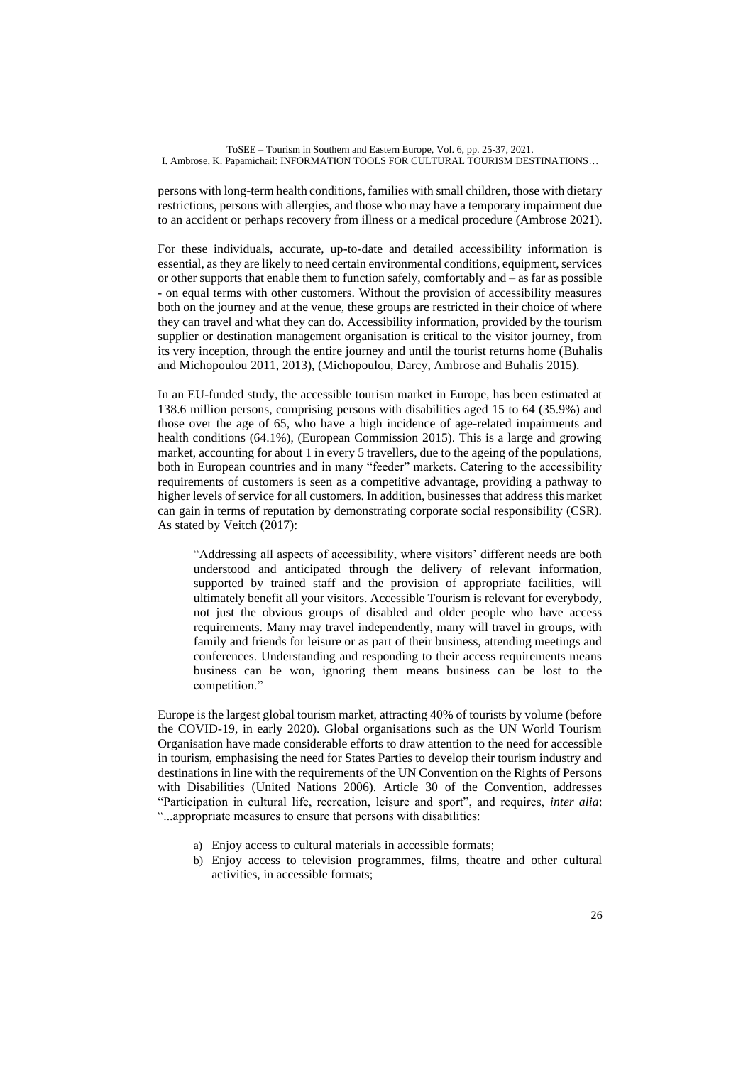persons with long-term health conditions, families with small children, those with dietary restrictions, persons with allergies, and those who may have a temporary impairment due to an accident or perhaps recovery from illness or a medical procedure (Ambrose 2021).

For these individuals, accurate, up-to-date and detailed accessibility information is essential, as they are likely to need certain environmental conditions, equipment, services or other supports that enable them to function safely, comfortably and – as far as possible - on equal terms with other customers. Without the provision of accessibility measures both on the journey and at the venue, these groups are restricted in their choice of where they can travel and what they can do. Accessibility information, provided by the tourism supplier or destination management organisation is critical to the visitor journey, from its very inception, through the entire journey and until the tourist returns home (Buhalis and Michopoulou 2011, 2013), (Michopoulou, Darcy, Ambrose and Buhalis 2015).

In an EU-funded study, the accessible tourism market in Europe, has been estimated at 138.6 million persons, comprising persons with disabilities aged 15 to 64 (35.9%) and those over the age of 65, who have a high incidence of age-related impairments and health conditions (64.1%), (European Commission 2015). This is a large and growing market, accounting for about 1 in every 5 travellers, due to the ageing of the populations, both in European countries and in many "feeder" markets. Catering to the accessibility requirements of customers is seen as a competitive advantage, providing a pathway to higher levels of service for all customers. In addition, businesses that address this market can gain in terms of reputation by demonstrating corporate social responsibility (CSR). As stated by Veitch (2017):

> "Addressing all aspects of accessibility, where visitors' different needs are both understood and anticipated through the delivery of relevant information, supported by trained staff and the provision of appropriate facilities, will ultimately benefit all your visitors. Accessible Tourism is relevant for everybody, not just the obvious groups of disabled and older people who have access requirements. Many may travel independently, many will travel in groups, with family and friends for leisure or as part of their business, attending meetings and conferences. Understanding and responding to their access requirements means business can be won, ignoring them means business can be lost to the competition."

Europe is the largest global tourism market, attracting 40% of tourists by volume (before the COVID-19, in early 2020). Global organisations such as the UN World Tourism Organisation have made considerable efforts to draw attention to the need for accessible in tourism, emphasising the need for States Parties to develop their tourism industry and destinations in line with the requirements of the UN Convention on the Rights of Persons with Disabilities (United Nations 2006). Article 30 of the Convention, addresses "Participation in cultural life, recreation, leisure and sport", and requires, *inter alia*: "...appropriate measures to ensure that persons with disabilities:

a) Enjoy access to cultural materials in accessible formats;
b) Enjoy access to television programmes, films, theatre and other cultural activities, in accessible formats;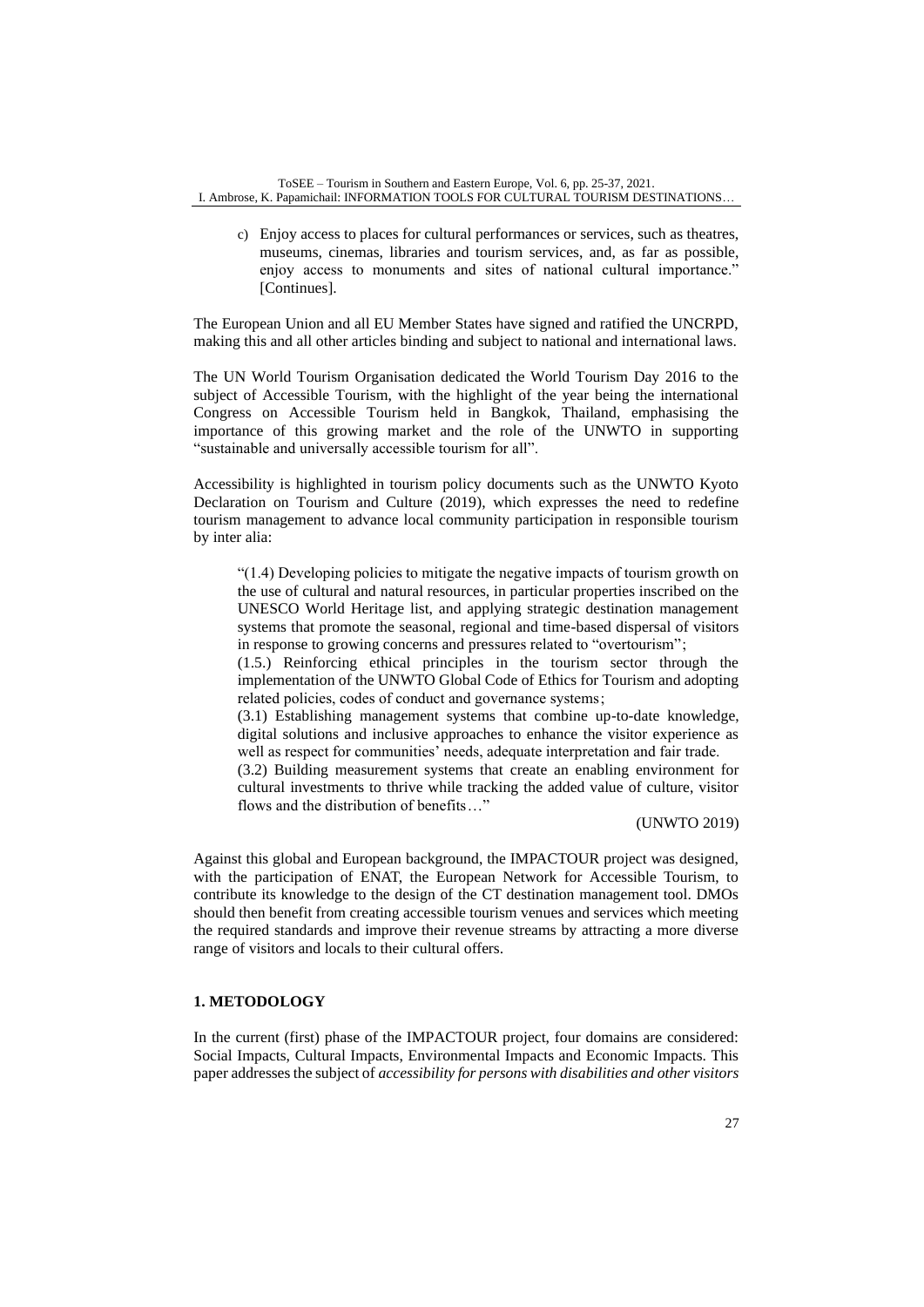c) Enjoy access to places for cultural performances or services, such as theatres, museums, cinemas, libraries and tourism services, and, as far as possible, enjoy access to monuments and sites of national cultural importance." [Continues].

The European Union and all EU Member States have signed and ratified the UNCRPD, making this and all other articles binding and subject to national and international laws.

The UN World Tourism Organisation dedicated the World Tourism Day 2016 to the subject of Accessible Tourism, with the highlight of the year being the international Congress on Accessible Tourism held in Bangkok, Thailand, emphasising the importance of this growing market and the role of the UNWTO in supporting "sustainable and universally accessible tourism for all".

Accessibility is highlighted in tourism policy documents such as the UNWTO Kyoto Declaration on Tourism and Culture (2019), which expresses the need to redefine tourism management to advance local community participation in responsible tourism by inter alia:

> "(1.4) Developing policies to mitigate the negative impacts of tourism growth on the use of cultural and natural resources, in particular properties inscribed on the UNESCO World Heritage list, and applying strategic destination management systems that promote the seasonal, regional and time-based dispersal of visitors in response to growing concerns and pressures related to "overtourism";
>
> (1.5.) Reinforcing ethical principles in the tourism sector through the implementation of the UNWTO Global Code of Ethics for Tourism and adopting related policies, codes of conduct and governance systems;
>
> (3.1) Establishing management systems that combine up-to-date knowledge, digital solutions and inclusive approaches to enhance the visitor experience as well as respect for communities' needs, adequate interpretation and fair trade.
>
> (3.2) Building measurement systems that create an enabling environment for cultural investments to thrive while tracking the added value of culture, visitor flows and the distribution of benefits…"
>
> (UNWTO 2019)

Against this global and European background, the IMPACTOUR project was designed, with the participation of ENAT, the European Network for Accessible Tourism, to contribute its knowledge to the design of the CT destination management tool. DMOs should then benefit from creating accessible tourism venues and services which meeting the required standards and improve their revenue streams by attracting a more diverse range of visitors and locals to their cultural offers.

## 1. METODOLOGY

In the current (first) phase of the IMPACTOUR project, four domains are considered: Social Impacts, Cultural Impacts, Environmental Impacts and Economic Impacts. This paper addresses the subject of *accessibility for persons with disabilities and other visitors*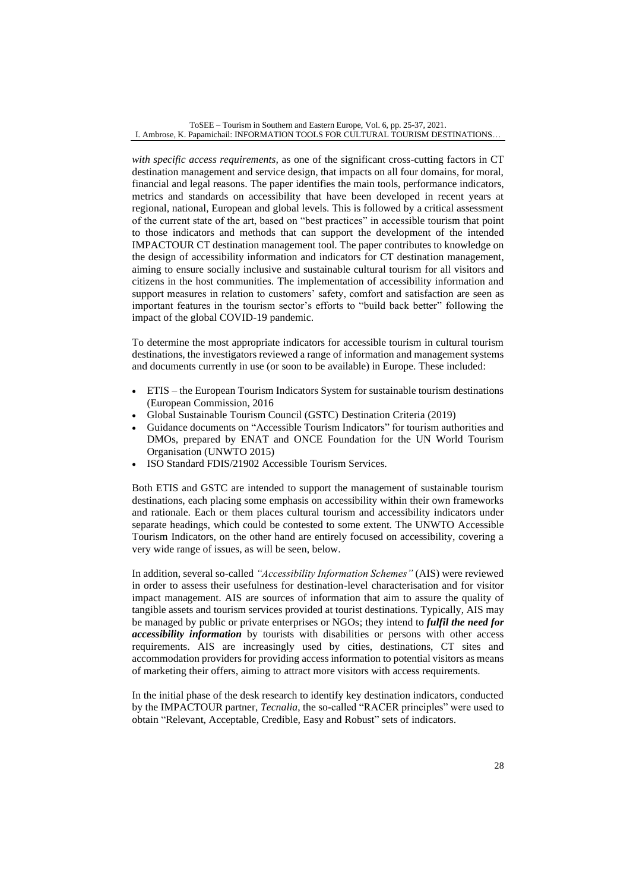*with specific access requirements,* as one of the significant cross-cutting factors in CT destination management and service design, that impacts on all four domains, for moral, financial and legal reasons. The paper identifies the main tools, performance indicators, metrics and standards on accessibility that have been developed in recent years at regional, national, European and global levels. This is followed by a critical assessment of the current state of the art, based on "best practices" in accessible tourism that point to those indicators and methods that can support the development of the intended IMPACTOUR CT destination management tool. The paper contributes to knowledge on the design of accessibility information and indicators for CT destination management, aiming to ensure socially inclusive and sustainable cultural tourism for all visitors and citizens in the host communities. The implementation of accessibility information and support measures in relation to customers' safety, comfort and satisfaction are seen as important features in the tourism sector's efforts to "build back better" following the impact of the global COVID-19 pandemic.

To determine the most appropriate indicators for accessible tourism in cultural tourism destinations, the investigators reviewed a range of information and management systems and documents currently in use (or soon to be available) in Europe. These included:

- ETIS – the European Tourism Indicators System for sustainable tourism destinations (European Commission, 2016
- Global Sustainable Tourism Council (GSTC) Destination Criteria (2019)
- Guidance documents on "Accessible Tourism Indicators" for tourism authorities and DMOs, prepared by ENAT and ONCE Foundation for the UN World Tourism Organisation (UNWTO 2015)
- ISO Standard FDIS/21902 Accessible Tourism Services.

Both ETIS and GSTC are intended to support the management of sustainable tourism destinations, each placing some emphasis on accessibility within their own frameworks and rationale. Each or them places cultural tourism and accessibility indicators under separate headings, which could be contested to some extent. The UNWTO Accessible Tourism Indicators, on the other hand are entirely focused on accessibility, covering a very wide range of issues, as will be seen, below.

In addition, several so-called *"Accessibility Information Schemes"* (AIS) were reviewed in order to assess their usefulness for destination-level characterisation and for visitor impact management. AIS are sources of information that aim to assure the quality of tangible assets and tourism services provided at tourist destinations. Typically, AIS may be managed by public or private enterprises or NGOs; they intend to ***fulfil the need for accessibility information*** by tourists with disabilities or persons with other access requirements. AIS are increasingly used by cities, destinations, CT sites and accommodation providers for providing access information to potential visitors as means of marketing their offers, aiming to attract more visitors with access requirements.

In the initial phase of the desk research to identify key destination indicators, conducted by the IMPACTOUR partner, *Tecnalia,* the so-called "RACER principles" were used to obtain "Relevant, Acceptable, Credible, Easy and Robust" sets of indicators.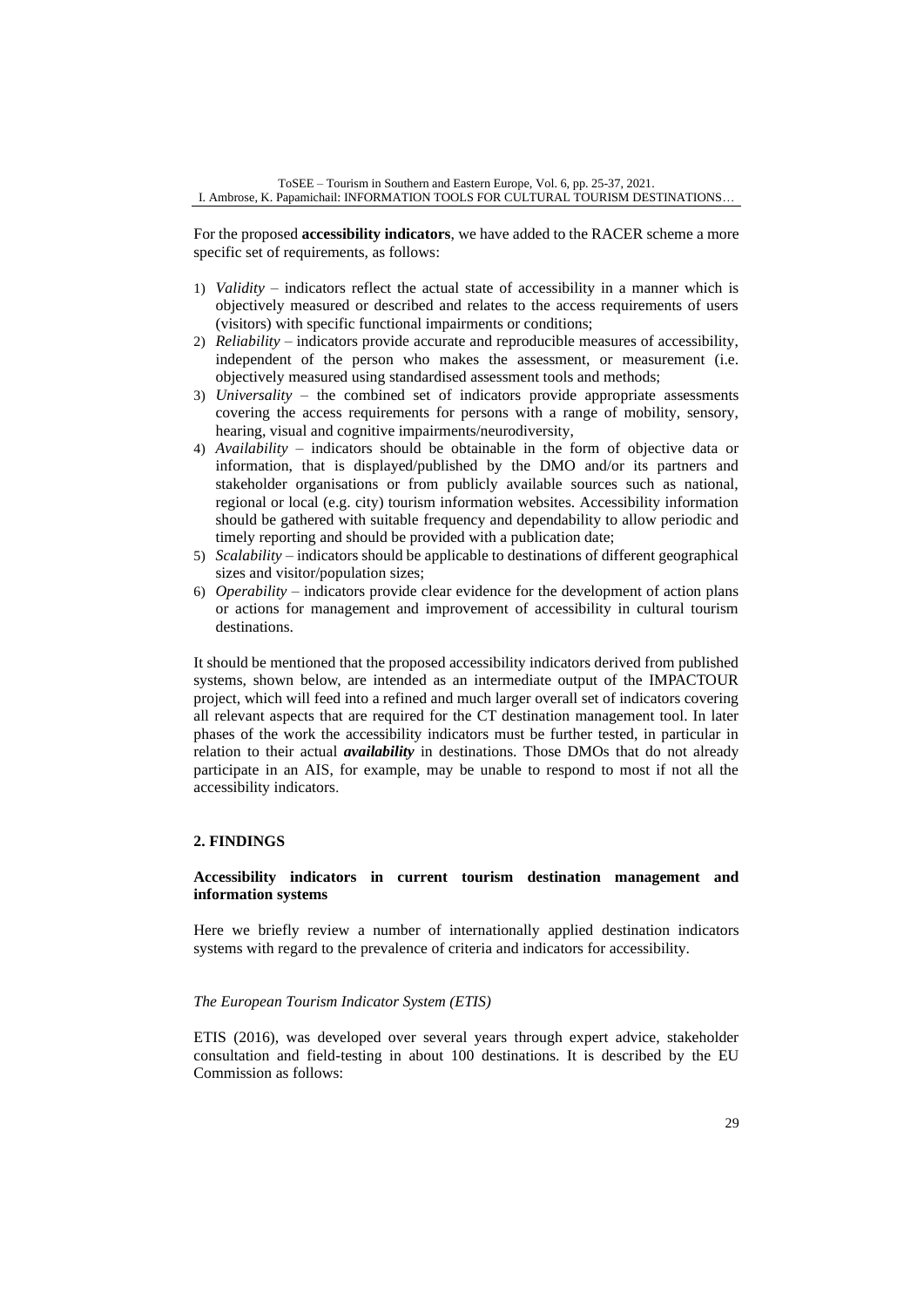For the proposed **accessibility indicators**, we have added to the RACER scheme a more specific set of requirements, as follows:

1) *Validity* – indicators reflect the actual state of accessibility in a manner which is objectively measured or described and relates to the access requirements of users (visitors) with specific functional impairments or conditions;
2) *Reliability* – indicators provide accurate and reproducible measures of accessibility, independent of the person who makes the assessment, or measurement (i.e. objectively measured using standardised assessment tools and methods;
3) *Universality* – the combined set of indicators provide appropriate assessments covering the access requirements for persons with a range of mobility, sensory, hearing, visual and cognitive impairments/neurodiversity,
4) *Availability* – indicators should be obtainable in the form of objective data or information, that is displayed/published by the DMO and/or its partners and stakeholder organisations or from publicly available sources such as national, regional or local (e.g. city) tourism information websites. Accessibility information should be gathered with suitable frequency and dependability to allow periodic and timely reporting and should be provided with a publication date;
5) *Scalability* – indicators should be applicable to destinations of different geographical sizes and visitor/population sizes;
6) *Operability* – indicators provide clear evidence for the development of action plans or actions for management and improvement of accessibility in cultural tourism destinations.

It should be mentioned that the proposed accessibility indicators derived from published systems, shown below, are intended as an intermediate output of the IMPACTOUR project, which will feed into a refined and much larger overall set of indicators covering all relevant aspects that are required for the CT destination management tool. In later phases of the work the accessibility indicators must be further tested, in particular in relation to their actual ***availability*** in destinations. Those DMOs that do not already participate in an AIS, for example, may be unable to respond to most if not all the accessibility indicators.

## 2. FINDINGS

### Accessibility indicators in current tourism destination management and information systems

Here we briefly review a number of internationally applied destination indicators systems with regard to the prevalence of criteria and indicators for accessibility.

#### *The European Tourism Indicator System (ETIS)*

ETIS (2016), was developed over several years through expert advice, stakeholder consultation and field-testing in about 100 destinations. It is described by the EU Commission as follows: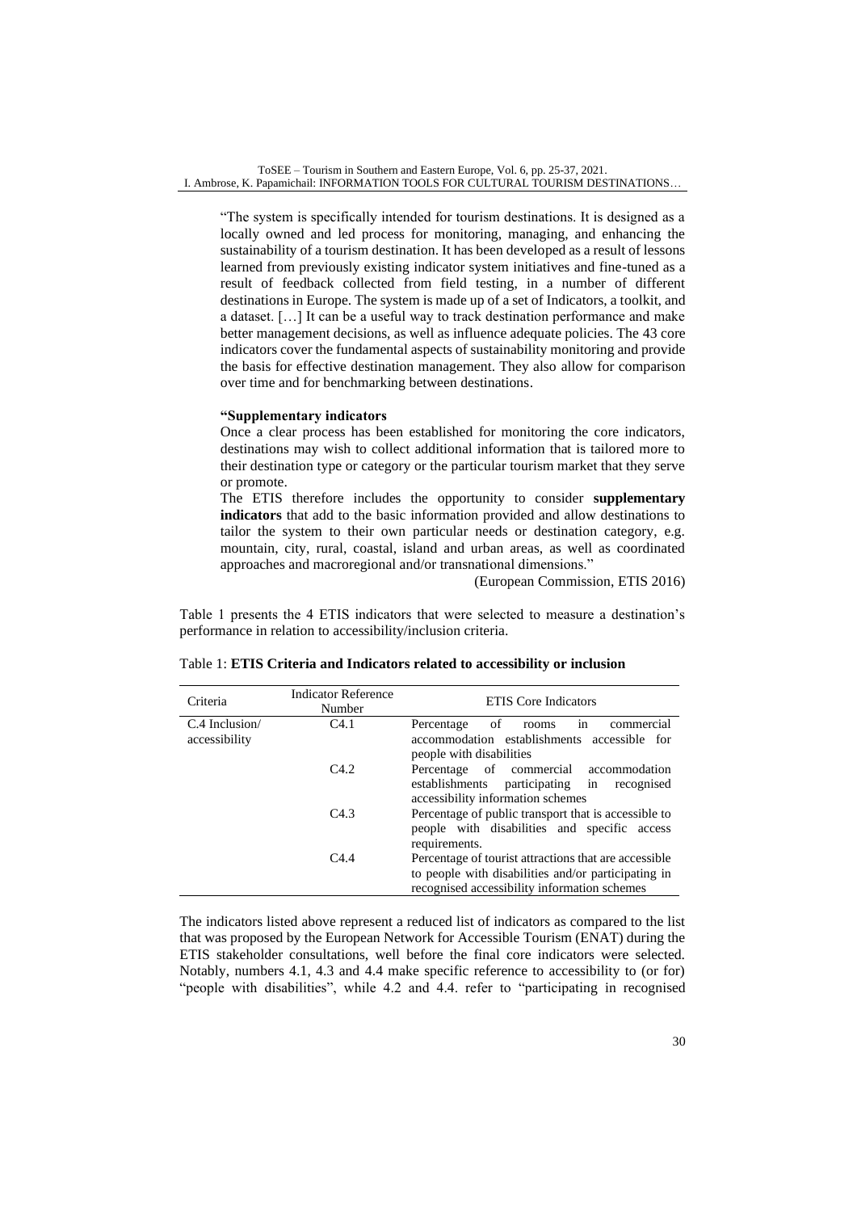"The system is specifically intended for tourism destinations. It is designed as a locally owned and led process for monitoring, managing, and enhancing the sustainability of a tourism destination. It has been developed as a result of lessons learned from previously existing indicator system initiatives and fine-tuned as a result of feedback collected from field testing, in a number of different destinations in Europe. The system is made up of a set of Indicators, a toolkit, and a dataset. […] It can be a useful way to track destination performance and make better management decisions, as well as influence adequate policies. The 43 core indicators cover the fundamental aspects of sustainability monitoring and provide the basis for effective destination management. They also allow for comparison over time and for benchmarking between destinations.

**"Supplementary indicators**

Once a clear process has been established for monitoring the core indicators, destinations may wish to collect additional information that is tailored more to their destination type or category or the particular tourism market that they serve or promote.

The ETIS therefore includes the opportunity to consider **supplementary indicators** that add to the basic information provided and allow destinations to tailor the system to their own particular needs or destination category, e.g. mountain, city, rural, coastal, island and urban areas, as well as coordinated approaches and macroregional and/or transnational dimensions."

(European Commission, ETIS 2016)

Table 1 presents the 4 ETIS indicators that were selected to measure a destination's performance in relation to accessibility/inclusion criteria.

Table 1: **ETIS Criteria and Indicators related to accessibility or inclusion**

| Criteria | Indicator Reference Number | ETIS Core Indicators |
|---|---|---|
| C.4 Inclusion/ accessibility | C4.1 | Percentage of rooms in commercial accommodation establishments accessible for people with disabilities |
| | C4.2 | Percentage of commercial accommodation establishments participating in recognised accessibility information schemes |
| | C4.3 | Percentage of public transport that is accessible to people with disabilities and specific access requirements. |
| | C4.4 | Percentage of tourist attractions that are accessible to people with disabilities and/or participating in recognised accessibility information schemes |

The indicators listed above represent a reduced list of indicators as compared to the list that was proposed by the European Network for Accessible Tourism (ENAT) during the ETIS stakeholder consultations, well before the final core indicators were selected. Notably, numbers 4.1, 4.3 and 4.4 make specific reference to accessibility to (or for) "people with disabilities", while 4.2 and 4.4. refer to "participating in recognised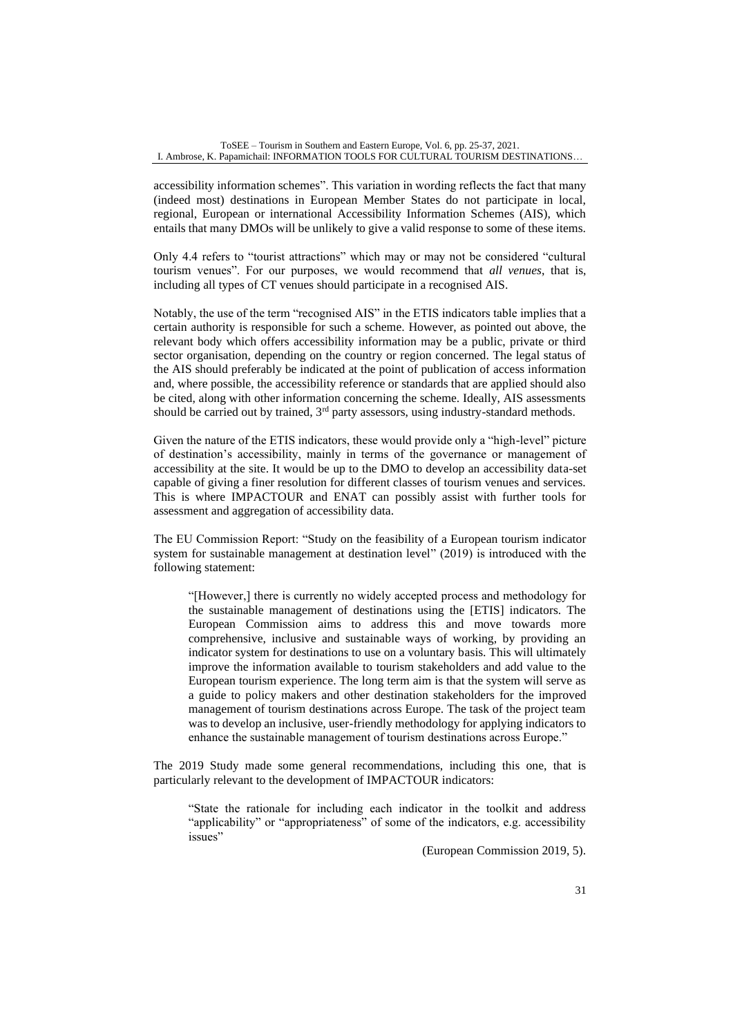accessibility information schemes". This variation in wording reflects the fact that many (indeed most) destinations in European Member States do not participate in local, regional, European or international Accessibility Information Schemes (AIS), which entails that many DMOs will be unlikely to give a valid response to some of these items.

Only 4.4 refers to "tourist attractions" which may or may not be considered "cultural tourism venues". For our purposes, we would recommend that *all venues*, that is, including all types of CT venues should participate in a recognised AIS.

Notably, the use of the term "recognised AIS" in the ETIS indicators table implies that a certain authority is responsible for such a scheme. However, as pointed out above, the relevant body which offers accessibility information may be a public, private or third sector organisation, depending on the country or region concerned. The legal status of the AIS should preferably be indicated at the point of publication of access information and, where possible, the accessibility reference or standards that are applied should also be cited, along with other information concerning the scheme. Ideally, AIS assessments should be carried out by trained, 3rd party assessors, using industry-standard methods.

Given the nature of the ETIS indicators, these would provide only a "high-level" picture of destination's accessibility, mainly in terms of the governance or management of accessibility at the site. It would be up to the DMO to develop an accessibility data-set capable of giving a finer resolution for different classes of tourism venues and services. This is where IMPACTOUR and ENAT can possibly assist with further tools for assessment and aggregation of accessibility data.

The EU Commission Report: "Study on the feasibility of a European tourism indicator system for sustainable management at destination level" (2019) is introduced with the following statement:

> "[However,] there is currently no widely accepted process and methodology for the sustainable management of destinations using the [ETIS] indicators. The European Commission aims to address this and move towards more comprehensive, inclusive and sustainable ways of working, by providing an indicator system for destinations to use on a voluntary basis. This will ultimately improve the information available to tourism stakeholders and add value to the European tourism experience. The long term aim is that the system will serve as a guide to policy makers and other destination stakeholders for the improved management of tourism destinations across Europe. The task of the project team was to develop an inclusive, user-friendly methodology for applying indicators to enhance the sustainable management of tourism destinations across Europe."

The 2019 Study made some general recommendations, including this one, that is particularly relevant to the development of IMPACTOUR indicators:

> "State the rationale for including each indicator in the toolkit and address "applicability" or "appropriateness" of some of the indicators, e.g. accessibility issues"
>
> (European Commission 2019, 5).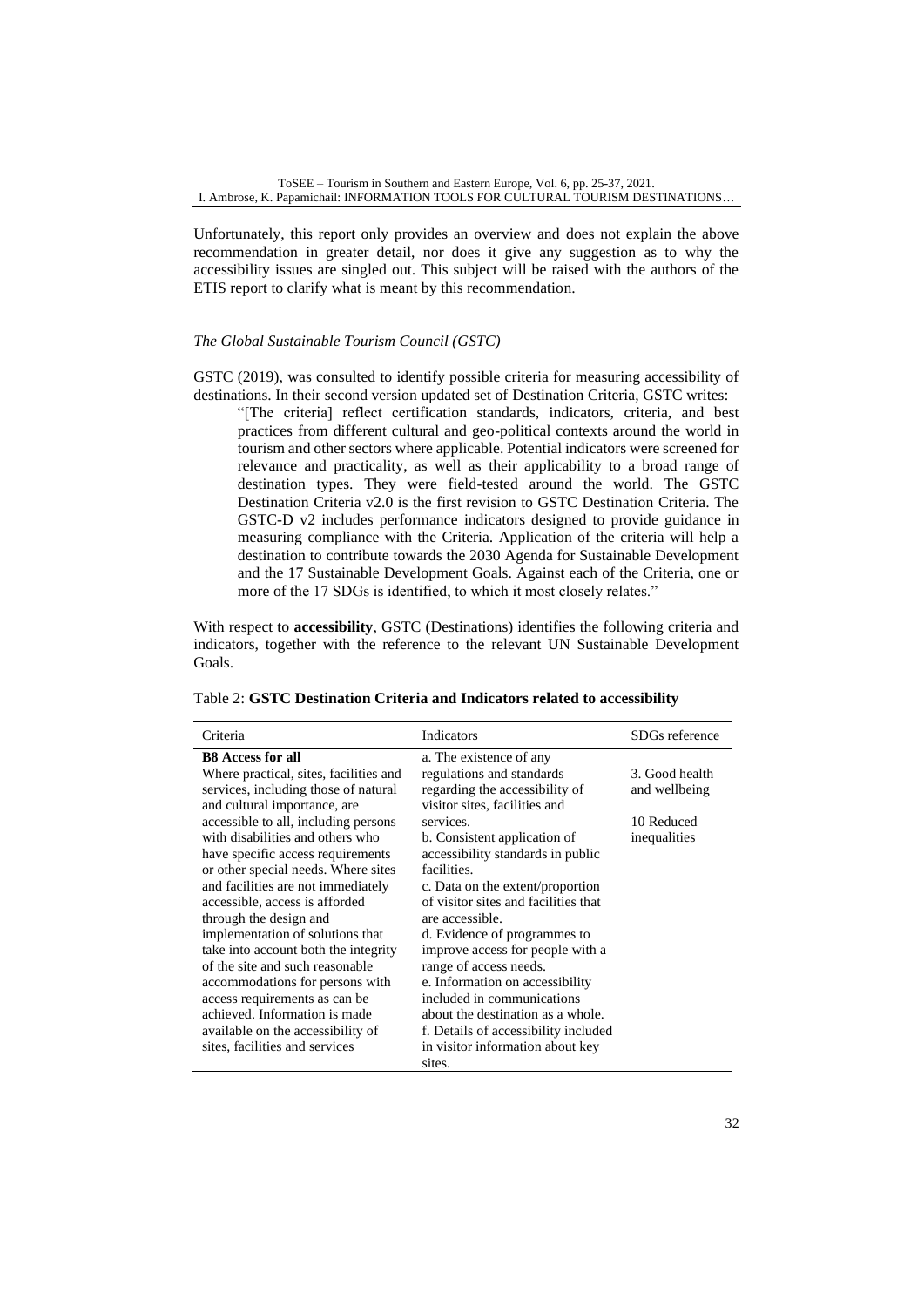Unfortunately, this report only provides an overview and does not explain the above recommendation in greater detail, nor does it give any suggestion as to why the accessibility issues are singled out. This subject will be raised with the authors of the ETIS report to clarify what is meant by this recommendation.

### *The Global Sustainable Tourism Council (GSTC)*

GSTC (2019), was consulted to identify possible criteria for measuring accessibility of destinations. In their second version updated set of Destination Criteria, GSTC writes:

> "[The criteria] reflect certification standards, indicators, criteria, and best practices from different cultural and geo-political contexts around the world in tourism and other sectors where applicable. Potential indicators were screened for relevance and practicality, as well as their applicability to a broad range of destination types. They were field-tested around the world. The GSTC Destination Criteria v2.0 is the first revision to GSTC Destination Criteria. The GSTC-D v2 includes performance indicators designed to provide guidance in measuring compliance with the Criteria. Application of the criteria will help a destination to contribute towards the 2030 Agenda for Sustainable Development and the 17 Sustainable Development Goals. Against each of the Criteria, one or more of the 17 SDGs is identified, to which it most closely relates."

With respect to **accessibility**, GSTC (Destinations) identifies the following criteria and indicators, together with the reference to the relevant UN Sustainable Development Goals.

Table 2: **GSTC Destination Criteria and Indicators related to accessibility**

| Criteria | Indicators | SDGs reference |
|---|---|---|
| **B8 Access for all**<br>Where practical, sites, facilities and services, including those of natural and cultural importance, are accessible to all, including persons with disabilities and others who have specific access requirements or other special needs. Where sites and facilities are not immediately accessible, access is afforded through the design and implementation of solutions that take into account both the integrity of the site and such reasonable accommodations for persons with access requirements as can be achieved. Information is made available on the accessibility of sites, facilities and services | a. The existence of any regulations and standards regarding the accessibility of visitor sites, facilities and services.<br>b. Consistent application of accessibility standards in public facilities.<br>c. Data on the extent/proportion of visitor sites and facilities that are accessible.<br>d. Evidence of programmes to improve access for people with a range of access needs.<br>e. Information on accessibility included in communications about the destination as a whole.<br>f. Details of accessibility included in visitor information about key sites. | 3. Good health and wellbeing<br><br>10 Reduced inequalities |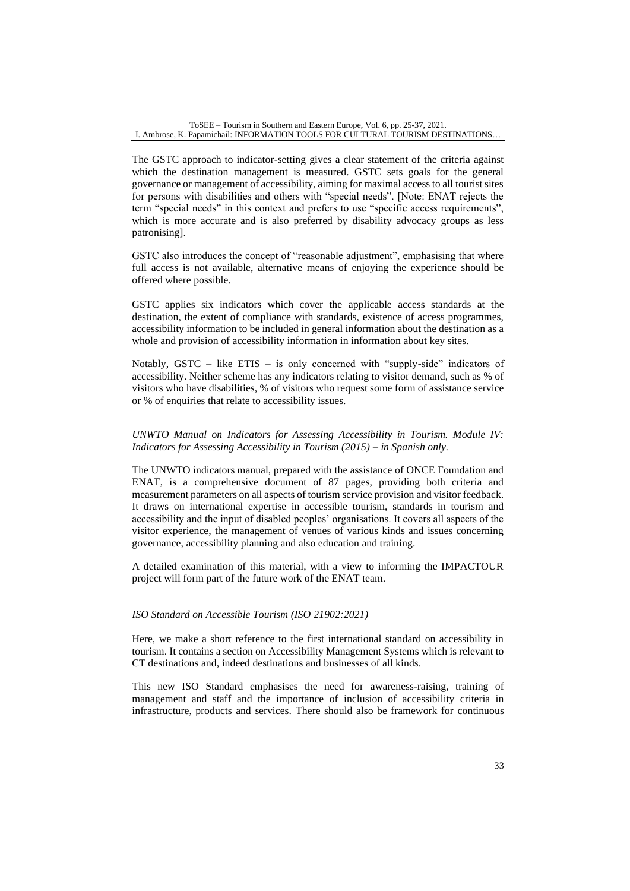The GSTC approach to indicator-setting gives a clear statement of the criteria against which the destination management is measured. GSTC sets goals for the general governance or management of accessibility, aiming for maximal access to all tourist sites for persons with disabilities and others with "special needs". [Note: ENAT rejects the term "special needs" in this context and prefers to use "specific access requirements", which is more accurate and is also preferred by disability advocacy groups as less patronising].

GSTC also introduces the concept of "reasonable adjustment", emphasising that where full access is not available, alternative means of enjoying the experience should be offered where possible.

GSTC applies six indicators which cover the applicable access standards at the destination, the extent of compliance with standards, existence of access programmes, accessibility information to be included in general information about the destination as a whole and provision of accessibility information in information about key sites.

Notably, GSTC – like ETIS – is only concerned with "supply-side" indicators of accessibility. Neither scheme has any indicators relating to visitor demand, such as % of visitors who have disabilities, % of visitors who request some form of assistance service or % of enquiries that relate to accessibility issues.

*UNWTO Manual on Indicators for Assessing Accessibility in Tourism. Module IV: Indicators for Assessing Accessibility in Tourism (2015) – in Spanish only.*

The UNWTO indicators manual, prepared with the assistance of ONCE Foundation and ENAT, is a comprehensive document of 87 pages, providing both criteria and measurement parameters on all aspects of tourism service provision and visitor feedback. It draws on international expertise in accessible tourism, standards in tourism and accessibility and the input of disabled peoples' organisations. It covers all aspects of the visitor experience, the management of venues of various kinds and issues concerning governance, accessibility planning and also education and training.

A detailed examination of this material, with a view to informing the IMPACTOUR project will form part of the future work of the ENAT team.

*ISO Standard on Accessible Tourism (ISO 21902:2021)*

Here, we make a short reference to the first international standard on accessibility in tourism. It contains a section on Accessibility Management Systems which is relevant to CT destinations and, indeed destinations and businesses of all kinds.

This new ISO Standard emphasises the need for awareness-raising, training of management and staff and the importance of inclusion of accessibility criteria in infrastructure, products and services. There should also be framework for continuous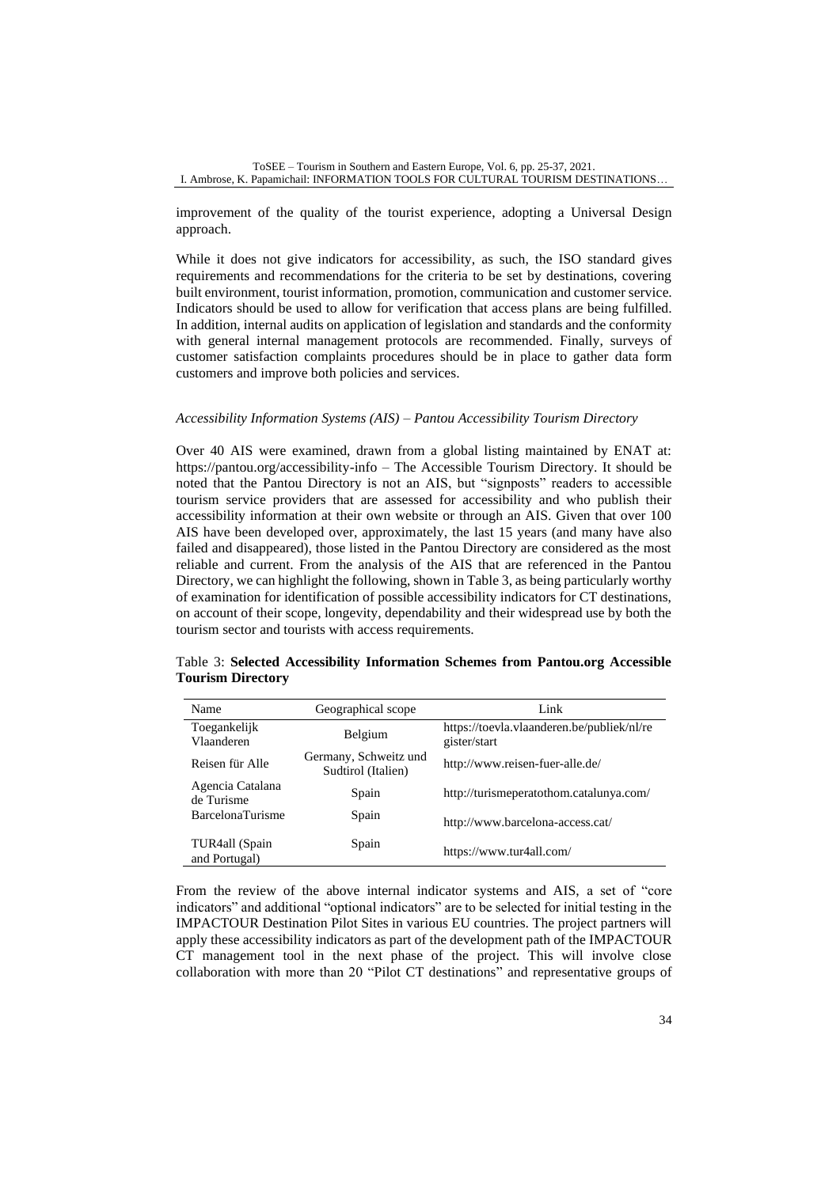improvement of the quality of the tourist experience, adopting a Universal Design approach.

While it does not give indicators for accessibility, as such, the ISO standard gives requirements and recommendations for the criteria to be set by destinations, covering built environment, tourist information, promotion, communication and customer service. Indicators should be used to allow for verification that access plans are being fulfilled. In addition, internal audits on application of legislation and standards and the conformity with general internal management protocols are recommended. Finally, surveys of customer satisfaction complaints procedures should be in place to gather data form customers and improve both policies and services.

*Accessibility Information Systems (AIS) – Pantou Accessibility Tourism Directory*

Over 40 AIS were examined, drawn from a global listing maintained by ENAT at: https://pantou.org/accessibility-info – The Accessible Tourism Directory. It should be noted that the Pantou Directory is not an AIS, but "signposts" readers to accessible tourism service providers that are assessed for accessibility and who publish their accessibility information at their own website or through an AIS. Given that over 100 AIS have been developed over, approximately, the last 15 years (and many have also failed and disappeared), those listed in the Pantou Directory are considered as the most reliable and current. From the analysis of the AIS that are referenced in the Pantou Directory, we can highlight the following, shown in Table 3, as being particularly worthy of examination for identification of possible accessibility indicators for CT destinations, on account of their scope, longevity, dependability and their widespread use by both the tourism sector and tourists with access requirements.

Table 3: **Selected Accessibility Information Schemes from Pantou.org Accessible Tourism Directory**

| Name | Geographical scope | Link |
|---|---|---|
| Toegankelijk Vlaanderen | Belgium | https://toevla.vlaanderen.be/publiek/nl/register/start |
| Reisen für Alle | Germany, Schweitz und Sudtirol (Italien) | http://www.reisen-fuer-alle.de/ |
| Agencia Catalana de Turisme | Spain | http://turismeperatothom.catalunya.com/ |
| BarcelonaTurisme | Spain | http://www.barcelona-access.cat/ |
| TUR4all (Spain and Portugal) | Spain | https://www.tur4all.com/ |

From the review of the above internal indicator systems and AIS, a set of "core indicators" and additional "optional indicators" are to be selected for initial testing in the IMPACTOUR Destination Pilot Sites in various EU countries. The project partners will apply these accessibility indicators as part of the development path of the IMPACTOUR CT management tool in the next phase of the project. This will involve close collaboration with more than 20 "Pilot CT destinations" and representative groups of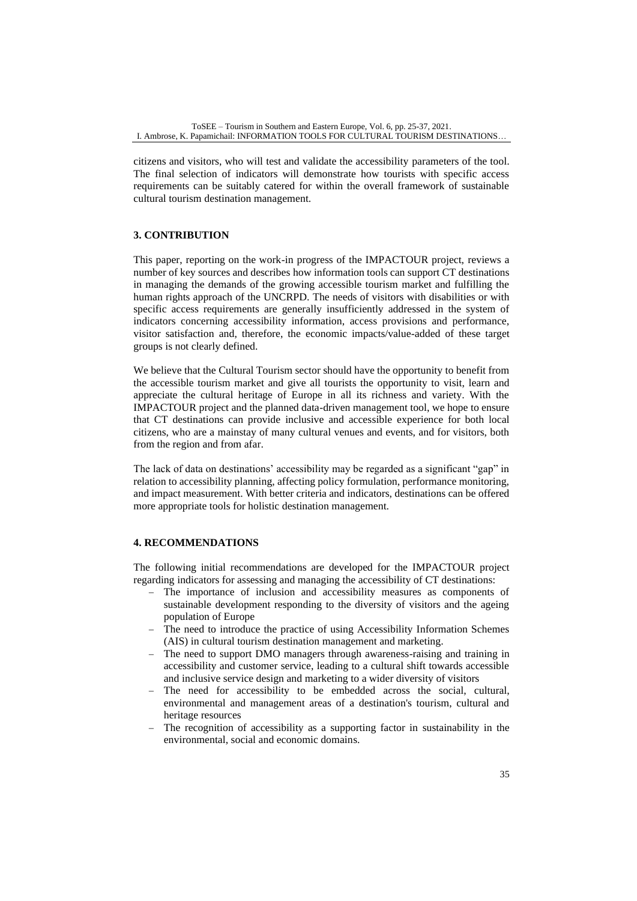citizens and visitors, who will test and validate the accessibility parameters of the tool. The final selection of indicators will demonstrate how tourists with specific access requirements can be suitably catered for within the overall framework of sustainable cultural tourism destination management.

## 3. CONTRIBUTION

This paper, reporting on the work-in progress of the IMPACTOUR project, reviews a number of key sources and describes how information tools can support CT destinations in managing the demands of the growing accessible tourism market and fulfilling the human rights approach of the UNCRPD. The needs of visitors with disabilities or with specific access requirements are generally insufficiently addressed in the system of indicators concerning accessibility information, access provisions and performance, visitor satisfaction and, therefore, the economic impacts/value-added of these target groups is not clearly defined.

We believe that the Cultural Tourism sector should have the opportunity to benefit from the accessible tourism market and give all tourists the opportunity to visit, learn and appreciate the cultural heritage of Europe in all its richness and variety. With the IMPACTOUR project and the planned data-driven management tool, we hope to ensure that CT destinations can provide inclusive and accessible experience for both local citizens, who are a mainstay of many cultural venues and events, and for visitors, both from the region and from afar.

The lack of data on destinations' accessibility may be regarded as a significant "gap" in relation to accessibility planning, affecting policy formulation, performance monitoring, and impact measurement. With better criteria and indicators, destinations can be offered more appropriate tools for holistic destination management.

## 4. RECOMMENDATIONS

The following initial recommendations are developed for the IMPACTOUR project regarding indicators for assessing and managing the accessibility of CT destinations:

- The importance of inclusion and accessibility measures as components of sustainable development responding to the diversity of visitors and the ageing population of Europe
- The need to introduce the practice of using Accessibility Information Schemes (AIS) in cultural tourism destination management and marketing.
- The need to support DMO managers through awareness-raising and training in accessibility and customer service, leading to a cultural shift towards accessible and inclusive service design and marketing to a wider diversity of visitors
- The need for accessibility to be embedded across the social, cultural, environmental and management areas of a destination's tourism, cultural and heritage resources
- The recognition of accessibility as a supporting factor in sustainability in the environmental, social and economic domains.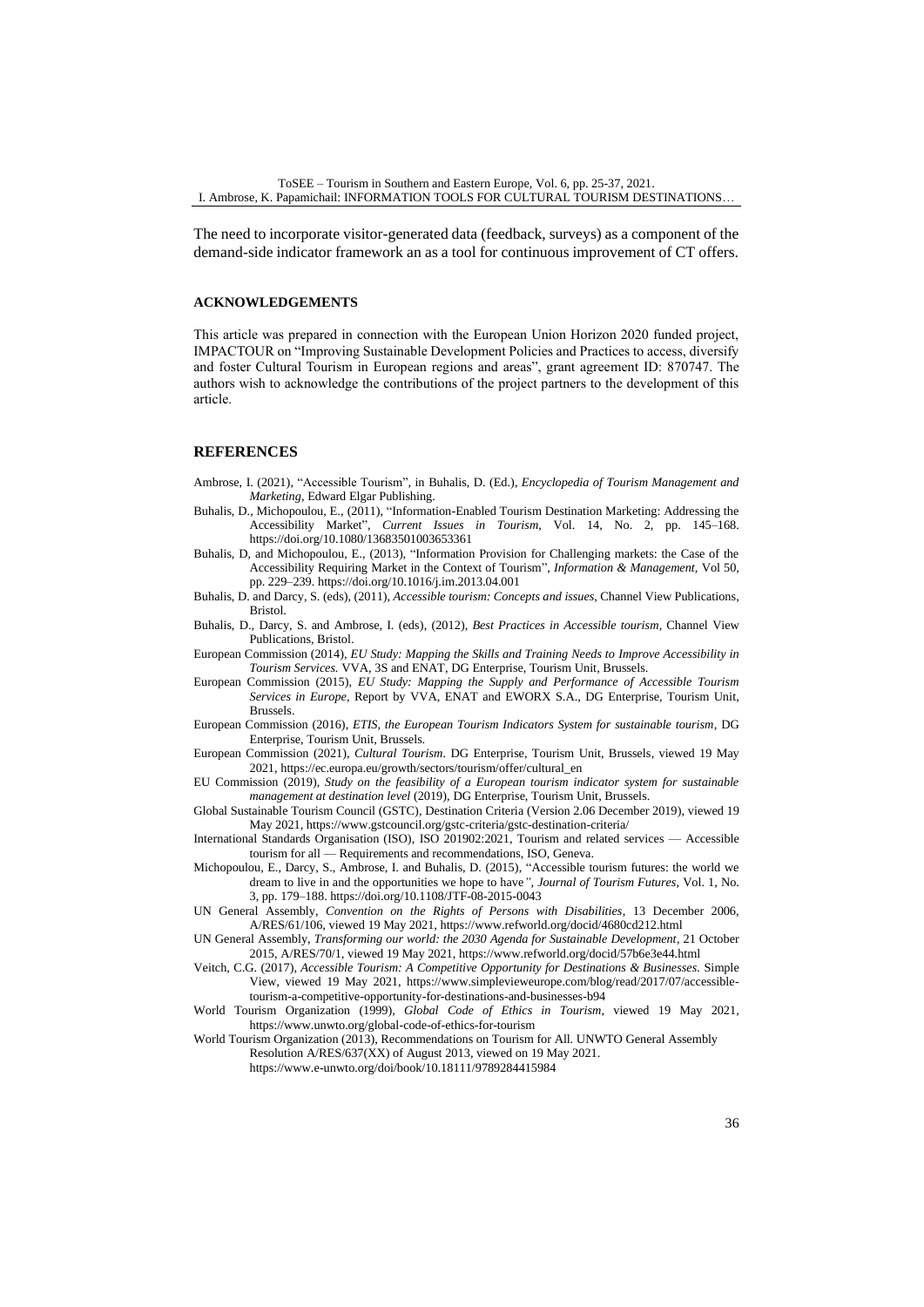The need to incorporate visitor-generated data (feedback, surveys) as a component of the demand-side indicator framework an as a tool for continuous improvement of CT offers.

#### ACKNOWLEDGEMENTS

This article was prepared in connection with the European Union Horizon 2020 funded project, IMPACTOUR on "Improving Sustainable Development Policies and Practices to access, diversify and foster Cultural Tourism in European regions and areas", grant agreement ID: 870747. The authors wish to acknowledge the contributions of the project partners to the development of this article.

## REFERENCES

Ambrose, I. (2021), "Accessible Tourism", in Buhalis, D. (Ed.), *Encyclopedia of Tourism Management and Marketing*, Edward Elgar Publishing.

Buhalis, D., Michopoulou, E., (2011), "Information-Enabled Tourism Destination Marketing: Addressing the Accessibility Market", *Current Issues in Tourism*, Vol. 14, No. 2, pp. 145–168. https://doi.org/10.1080/13683501003653361

Buhalis, D, and Michopoulou, E., (2013), "Information Provision for Challenging markets: the Case of the Accessibility Requiring Market in the Context of Tourism", *Information & Management*, Vol 50, pp. 229–239. https://doi.org/10.1016/j.im.2013.04.001

Buhalis, D. and Darcy, S. (eds), (2011), *Accessible tourism: Concepts and issues*, Channel View Publications, Bristol.

Buhalis, D., Darcy, S. and Ambrose, I. (eds), (2012), *Best Practices in Accessible tourism*, Channel View Publications, Bristol.

European Commission (2014), *EU Study: Mapping the Skills and Training Needs to Improve Accessibility in Tourism Services.* VVA, 3S and ENAT, DG Enterprise, Tourism Unit, Brussels.

European Commission (2015), *EU Study: Mapping the Supply and Performance of Accessible Tourism Services in Europe*, Report by VVA, ENAT and EWORX S.A., DG Enterprise, Tourism Unit, Brussels.

European Commission (2016), *ETIS, the European Tourism Indicators System for sustainable tourism*, DG Enterprise, Tourism Unit, Brussels.

European Commission (2021), *Cultural Tourism*. DG Enterprise, Tourism Unit, Brussels, viewed 19 May 2021, https://ec.europa.eu/growth/sectors/tourism/offer/cultural_en

EU Commission (2019), *Study on the feasibility of a European tourism indicator system for sustainable management at destination level* (2019), DG Enterprise, Tourism Unit, Brussels.

Global Sustainable Tourism Council (GSTC), Destination Criteria (Version 2.06 December 2019), viewed 19 May 2021, https://www.gstcouncil.org/gstc-criteria/gstc-destination-criteria/

International Standards Organisation (ISO), ISO 201902:2021, Tourism and related services — Accessible tourism for all — Requirements and recommendations, ISO, Geneva.

Michopoulou, E., Darcy, S., Ambrose, I. and Buhalis, D. (2015), "Accessible tourism futures: the world we dream to live in and the opportunities we hope to have*", Journal of Tourism Futures*, Vol. 1, No. 3, pp. 179–188. https://doi.org/10.1108/JTF-08-2015-0043

UN General Assembly, *Convention on the Rights of Persons with Disabilities*, 13 December 2006, A/RES/61/106, viewed 19 May 2021, https://www.refworld.org/docid/4680cd212.html

UN General Assembly, *Transforming our world: the 2030 Agenda for Sustainable Development*, 21 October 2015, A/RES/70/1, viewed 19 May 2021, https://www.refworld.org/docid/57b6e3e44.html

Veitch, C.G. (2017), *Accessible Tourism: A Competitive Opportunity for Destinations & Businesses.* Simple View, viewed 19 May 2021, https://www.simpleviewеurope.com/blog/read/2017/07/accessible-tourism-a-competitive-opportunity-for-destinations-and-businesses-b94

World Tourism Organization (1999), *Global Code of Ethics in Tourism*, viewed 19 May 2021, https://www.unwto.org/global-code-of-ethics-for-tourism

World Tourism Organization (2013), Recommendations on Tourism for All. UNWTO General Assembly Resolution A/RES/637(XX) of August 2013, viewed on 19 May 2021. https://www.e-unwto.org/doi/book/10.18111/9789284415984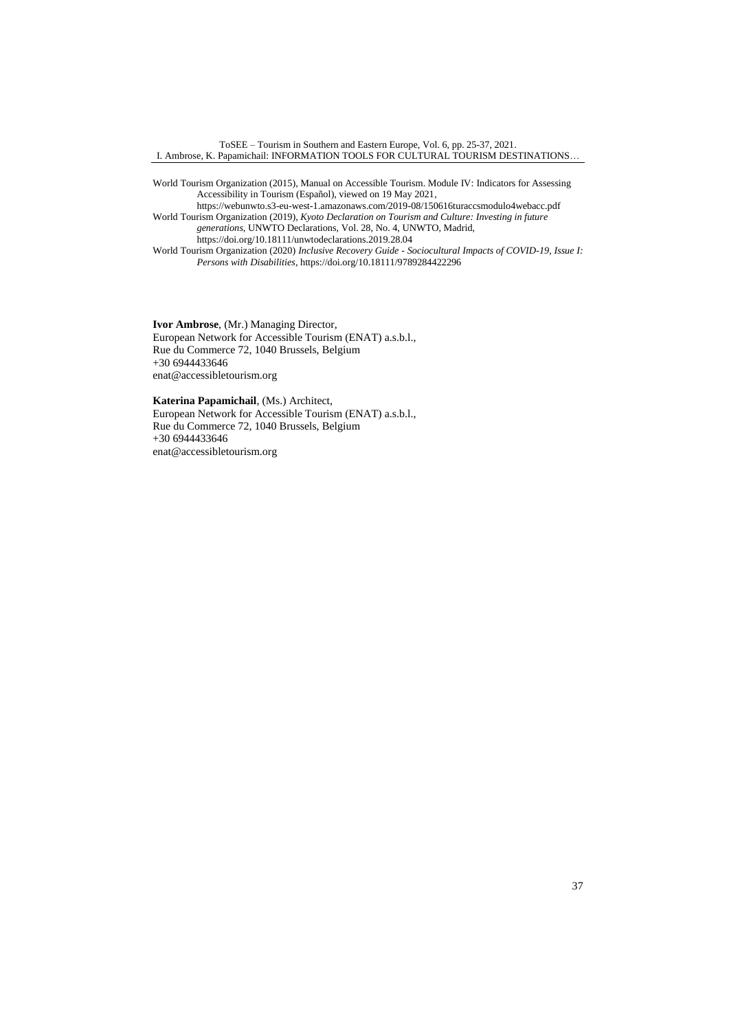World Tourism Organization (2015), Manual on Accessible Tourism. Module IV: Indicators for Assessing Accessibility in Tourism (Español), viewed on 19 May 2021, https://webunwto.s3-eu-west-1.amazonaws.com/2019-08/150616turaccsmodulo4webacc.pdf

World Tourism Organization (2019), *Kyoto Declaration on Tourism and Culture: Investing in future generations*, UNWTO Declarations, Vol. 28, No. 4, UNWTO, Madrid, https://doi.org/10.18111/unwtodeclarations.2019.28.04

World Tourism Organization (2020) *Inclusive Recovery Guide - Sociocultural Impacts of COVID-19, Issue I: Persons with Disabilities*, https://doi.org/10.18111/9789284422296

**Ivor Ambrose**, (Mr.) Managing Director,
European Network for Accessible Tourism (ENAT) a.s.b.l.,
Rue du Commerce 72, 1040 Brussels, Belgium
+30 6944433646
enat@accessibletourism.org

**Katerina Papamichail**, (Ms.) Architect,
European Network for Accessible Tourism (ENAT) a.s.b.l.,
Rue du Commerce 72, 1040 Brussels, Belgium
+30 6944433646
enat@accessibletourism.org